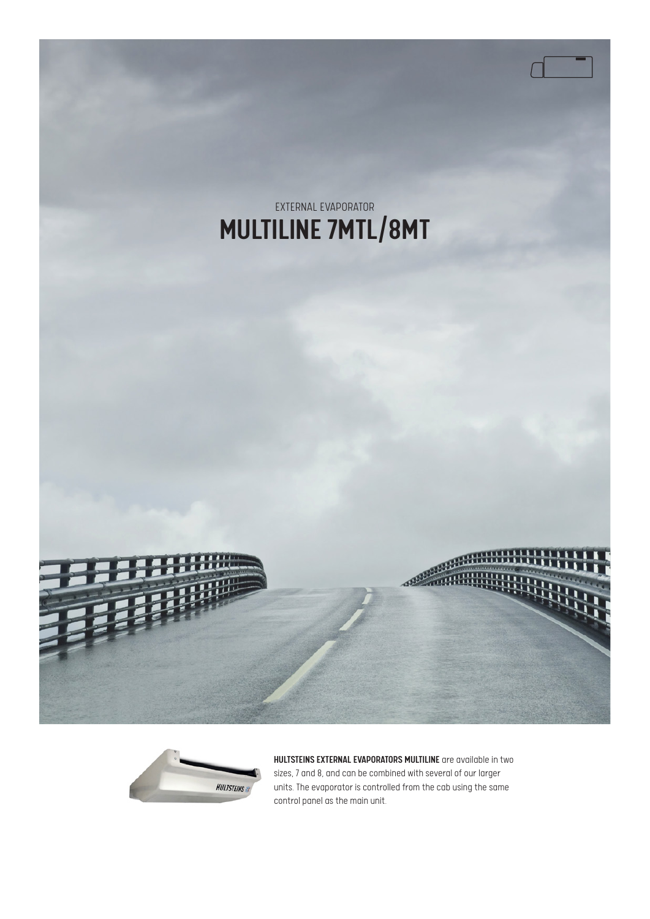EXTERNAL EVAPORATOR

# MULTILINE 7MTL/8MT

**HULTSTEINS EXTERNAL EVAPORATORS MULTILINE** are available in two sizes, 7 and 8, and can be combined with several of our larger units. The evaporator is controlled from the cab using the same control panel as the main unit.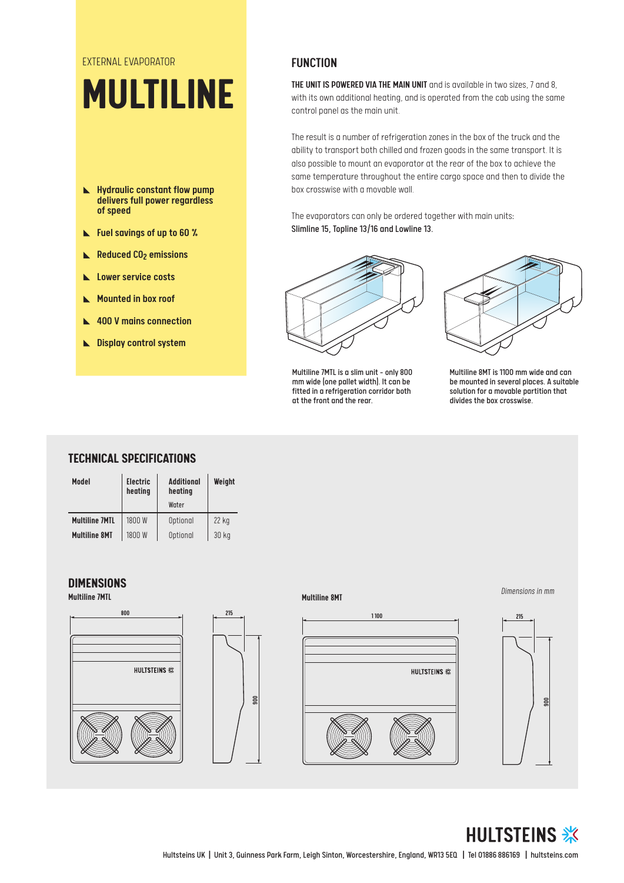EXTERNAL EVAPORATOR

# MULTILINE

- **Hydraulic constant flow pump delivers full power regardless of speed**
- **Fuel savings of up to 60 %**
- **Reduced $CO_2$ emissions**
- **Lower service costs**
- **Mounted in box roof**
- **400 V mains connection**
- **Display control system**

## FUNCTION

**THE UNIT IS POWERED VIA THE MAIN UNIT** and is available in two sizes, 7 and 8, with its own additional heating, and is operated from the cab using the same control panel as the main unit.

The result is a number of refrigeration zones in the box of the truck and the ability to transport both chilled and frozen goods in the same transport. It is also possible to mount an evaporator at the rear of the box to achieve the same temperature throughout the entire cargo space and then to divide the box crosswise with a movable wall.

The evaporators can only be ordered together with main units:
**Slimline 15, Topline 13/16 and Lowline 13.**

Multiline 7MTL is a slim unit – only 800 mm wide (one pallet width). It can be fitted in a refrigeration corridor both at the front and the rear.

Multiline 8MT is 1100 mm wide and can be mounted in several places. A suitable solution for a movable partition that divides the box crosswise.

## TECHNICAL SPECIFICATIONS

| Model | Electric heating | Additional heating<br>Water | Weight |
|---|---|---|---|
| **Multiline 7MTL** | 1800 W | Optional | 22 kg |
| **Multiline 8MT** | 1800 W | Optional | 30 kg |

## DIMENSIONS

*Dimensions in mm*

**Multiline 7MTL**

800

215

900

HULTSTEINS

**Multiline 8MT**

1 100

215

900

HULTSTEINS

HULTSTEINS

Hultsteins UK | Unit 3, Guinness Park Farm, Leigh Sinton, Worcestershire, England, WR13 5EQ | Tel 01886 886169 | hultsteins.com